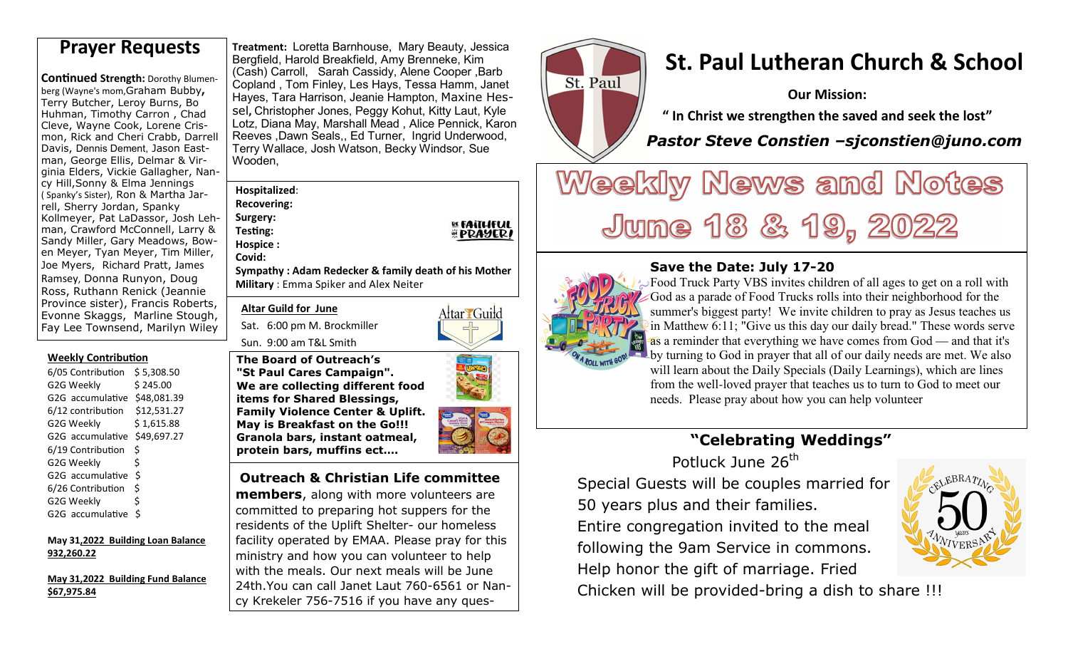## Prayer Requests

**Continued Strength:** Dorothy Blumenberg (Wayne's mom,Graham Bubby, Terry Butcher, Leroy Burns, Bo Huhman, Timothy Carron , Chad Cleve, Wayne Cook, Lorene Crismon, Rick and Cheri Crabb, Darrell Davis, Dennis Dement, Jason Eastman, George Ellis, Delmar & Virginia Elders, Vickie Gallagher, Nancy Hill,Sonny & Elma Jennings ( Spanky's Sister), Ron & Martha Jarrell, Sherry Jordan, Spanky Kollmeyer, Pat LaDassor, Josh Lehman, Crawford McConnell, Larry & Sandy Miller, Gary Meadows, Bowen Meyer, Tyan Meyer, Tim Miller, Joe Myers, Richard Pratt, James Ramsey, Donna Runyon, Doug Ross, Ruthann Renick (Jeannie Province sister), Francis Roberts, Evonne Skaggs, Marline Stough, Fay Lee Townsend, Marilyn Wiley

**Weekly Contribution**

| | |
|---|---|
| 6/05 Contribution | $ 5,308.50 |
| G2G Weekly | $ 245.00 |
| G2G accumulative | $48,081.39 |
| 6/12 contribution | $12,531.27 |
| G2G Weekly | $ 1,615.88 |
| G2G accumulative | $49,697.27 |
| 6/19 Contribution | $ |
| G2G Weekly | $ |
| G2G accumulative | $ |
| 6/26 Contribution | $ |
| G2G Weekly | $ |
| G2G accumulative | $ |

**May 31,2022 Building Loan Balance 932,260.22**

**May 31,2022 Building Fund Balance $67,975.84**

**Treatment:** Loretta Barnhouse, Mary Beauty, Jessica Bergfield, Harold Breakfield, Amy Brenneke, Kim (Cash) Carroll, Sarah Cassidy, Alene Cooper ,Barb Copland , Tom Finley, Les Hays, Tessa Hamm, Janet Hayes, Tara Harrison, Jeanie Hampton, Maxine Hessel, Christopher Jones, Peggy Kohut, Kitty Laut, Kyle Lotz, Diana May, Marshall Mead , Alice Pennick, Karon Reeves ,Dawn Seals,, Ed Turner, Ingrid Underwood, Terry Wallace, Josh Watson, Becky Windsor, Sue Wooden,

**Hospitalized**:
**Recovering:**
**Surgery:**
**Testing:**
**Hospice :**
**Covid:**
**Sympathy : Adam Redecker & family death of his Mother**
**Military** : Emma Spiker and Alex Neiter

BE FAITHFUL IN PRAYER!

**Altar Guild for June**

Sat. 6:00 pm M. Brockmiller
Sun. 9:00 am T&L Smith

**The Board of Outreach's "St Paul Cares Campaign". We are collecting different food items for Shared Blessings, Family Violence Center & Uplift. May is Breakfast on the Go!!! Granola bars, instant oatmeal, protein bars, muffins ect....**

**Outreach & Christian Life committee members**, along with more volunteers are committed to preparing hot suppers for the residents of the Uplift Shelter- our homeless facility operated by EMAA. Please pray for this ministry and how you can volunteer to help with the meals. Our next meals will be June 24th.You can call Janet Laut 760-6561 or Nancy Krekeler 756-7516 if you have any ques-

# St. Paul Lutheran Church & School

**Our Mission:**

**" In Christ we strengthen the saved and seek the lost"**

***Pastor Steve Constien –sjconstien@juno.com***

# Weekly News and Notes
# June 18 & 19, 2022

### Save the Date: July 17-20

Food Truck Party VBS invites children of all ages to get on a roll with God as a parade of Food Trucks rolls into their neighborhood for the summer's biggest party! We invite children to pray as Jesus teaches us in Matthew 6:11; "Give us this day our daily bread." These words serve as a reminder that everything we have comes from God — and that it's by turning to God in prayer that all of our daily needs are met. We also will learn about the Daily Specials (Daily Learnings), which are lines from the well-loved prayer that teaches us to turn to God to meet our needs. Please pray about how you can help volunteer

### "Celebrating Weddings"

Potluck June 26th

Special Guests will be couples married for 50 years plus and their families. Entire congregation invited to the meal following the 9am Service in commons. Help honor the gift of marriage. Fried Chicken will be provided-bring a dish to share !!!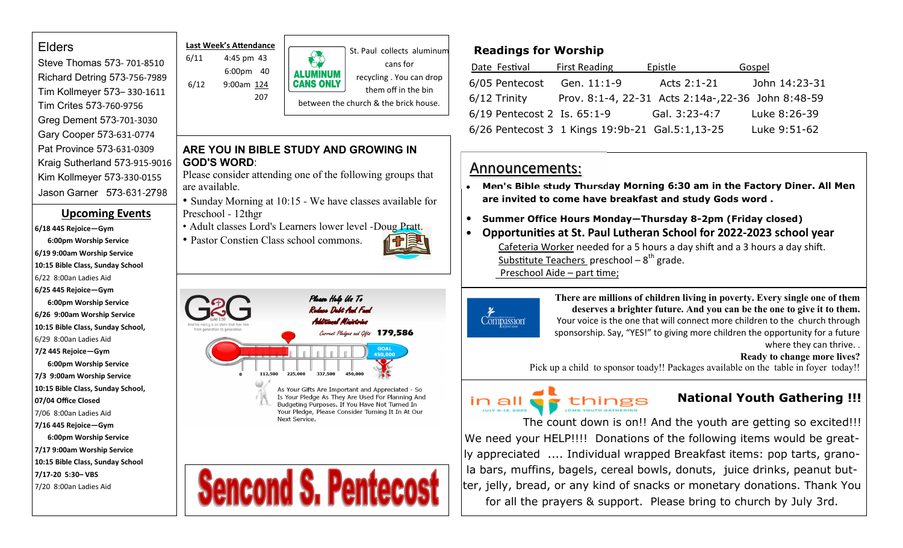## Elders

Steve Thomas 573- 701-8510
Richard Detring 573-756-7989
Tim Kollmeyer 573– 330-1611
Tim Crites 573-760-9756
Greg Dement 573-701-3030
Gary Cooper 573-631-0774
Pat Province 573-631-0309
Kraig Sutherland 573-915-9016
Kim Kollmeyer 573-330-0155
Jason Garner 573-631-2798

## Upcoming Events

**6/18 445 Rejoice—Gym**
**6:00pm Worship Service**
**6/19 9:00am Worship Service**
**10:15 Bible Class, Sunday School**
6/22 8:00an Ladies Aid
**6/25 445 Rejoice—Gym**
**6:00pm Worship Service**
**6/26 9:00am Worship Service**
**10:15 Bible Class, Sunday School,**
6/29 8:00an Ladies Aid
**7/2 445 Rejoice—Gym**
**6:00pm Worship Service**
**7/3 9:00am Worship Service**
**10:15 Bible Class, Sunday School,**
**07/04 Office Closed**
7/06 8:00an Ladies Aid
**7/16 445 Rejoice—Gym**
**6:00pm Worship Service**
**7/17 9:00am Worship Service**
**10:15 Bible Class, Sunday School**
**7/17-20 5:30– VBS**
7/20 8:00an Ladies Aid

**Last Week's Attendance**

| | | |
|---|---|---|
| 6/11 | 4:45 pm | 43 |
| | 6:00pm | 40 |
| 6/12 | 9:00am | 124 |
| | | 207 |

ALUMINUM CANS ONLY

St. Paul collects aluminum cans for recycling . You can drop them off in the bin between the church & the brick house.

**ARE YOU IN BIBLE STUDY AND GROWING IN GOD'S WORD**:
Please consider attending one of the following groups that are available.

- Sunday Morning at 10:15 - We have classes available for Preschool - 12thgr
- Adult classes Lord's Learners lower level -Doug Pratt.
- Pastor Constien Class school commons.

G2G
Luke 1:50
And his mercy is on them that fear him from generation to generation.

*Please Help Us To Reduce Debt And Fund Additional Ministries*

*Current Pledges and Gifts* 179,586

GOAL 450,000

0 112,500 225,000 337,500 450,000

As Your Gifts Are Important and Appreciated - So Is Your Pledge As They Are Used For Planning And Budgeting Purposes. If You Have Not Turned In Your Pledge, Please Consider Turning It In At Our Next Service.

# Sencond S. Pentecost

## Readings for Worship

| Date Festival | First Reading | Epistle | Gospel |
|---|---|---|---|
| 6/05 Pentecost | Gen. 11:1-9 | Acts 2:1-21 | John 14:23-31 |
| 6/12 Trinity | Prov. 8:1-4, 22-31 | Acts 2:14a-,22-36 | John 8:48-59 |
| 6/19 Pentecost 2 | Is. 65:1-9 | Gal. 3:23-4:7 | Luke 8:26-39 |
| 6/26 Pentecost 3 | 1 Kings 19:9b-21 | Gal.5:1,13-25 | Luke 9:51-62 |

## Announcements:

- **Men's Bible study Thursday Morning 6:30 am in the Factory Diner. All Men are invited to come have breakfast and study Gods word .**
- **Summer Office Hours Monday—Thursday 8-2pm (Friday closed)**
- **Opportunities at St. Paul Lutheran School for 2022-2023 school year**
  Cafeteria Worker needed for a 5 hours a day shift and a 3 hours a day shift.
  Substitute Teachers preschool – 8th grade.
  Preschool Aide – part time;

Compassion

**There are millions of children living in poverty. Every single one of them deserves a brighter future. And you can be the one to give it to them.** Your voice is the one that will connect more children to the church through sponsorship. Say, "YES!" to giving more children the opportunity for a future where they can thrive. .

**Ready to change more lives?**

Pick up a child to sponsor toady!! Packages available on the table in foyer today!!

in all things — JULY 9-13, 2022 — LCMS YOUTH GATHERING

## National Youth Gathering !!!

The count down is on!! And the youth are getting so excited!!! We need your HELP!!!! Donations of the following items would be greatly appreciated .... Individual wrapped Breakfast items: pop tarts, granola bars, muffins, bagels, cereal bowls, donuts, juice drinks, peanut butter, jelly, bread, or any kind of snacks or monetary donations. Thank You for all the prayers & support. Please bring to church by July 3rd.